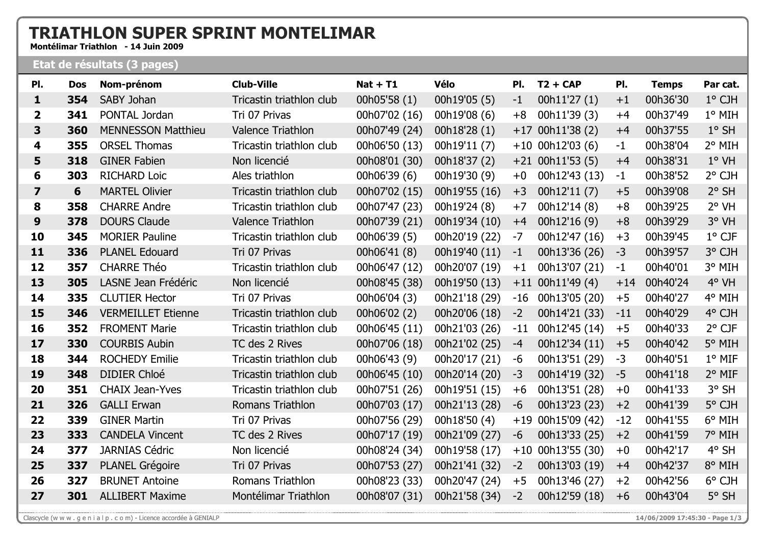# TRIATHLON SUPER SPRINT MONTELIMAR

**Montélimar Triathlon - 14 Juin 2009**

## Etat de résultats (3 pages)

| Pl. | Dos | Nom-prénom | Club-Ville | Nat + T1 | Vélo | Pl. | T2 + CAP | Pl. | Temps | Par cat. |
|---|---|---|---|---|---|---|---|---|---|---|
| **1** | **354** | SABY Johan | Tricastin triathlon club | 00h05'58 (1) | 00h19'05 (5) | -1 | 00h11'27 (1) | +1 | 00h36'30 | 1° CJH |
| **2** | **341** | PONTAL Jordan | Tri 07 Privas | 00h07'02 (16) | 00h19'08 (6) | +8 | 00h11'39 (3) | +4 | 00h37'49 | 1° MIH |
| **3** | **360** | MENNESSON Matthieu | Valence Triathlon | 00h07'49 (24) | 00h18'28 (1) | +17 | 00h11'38 (2) | +4 | 00h37'55 | 1° SH |
| **4** | **355** | ORSEL Thomas | Tricastin triathlon club | 00h06'50 (13) | 00h19'11 (7) | +10 | 00h12'03 (6) | -1 | 00h38'04 | 2° MIH |
| **5** | **318** | GINER Fabien | Non licencié | 00h08'01 (30) | 00h18'37 (2) | +21 | 00h11'53 (5) | +4 | 00h38'31 | 1° VH |
| **6** | **303** | RICHARD Loic | Ales triathlon | 00h06'39 (6) | 00h19'30 (9) | +0 | 00h12'43 (13) | -1 | 00h38'52 | 2° CJH |
| **7** | **6** | MARTEL Olivier | Tricastin triathlon club | 00h07'02 (15) | 00h19'55 (16) | +3 | 00h12'11 (7) | +5 | 00h39'08 | 2° SH |
| **8** | **358** | CHARRE Andre | Tricastin triathlon club | 00h07'47 (23) | 00h19'24 (8) | +7 | 00h12'14 (8) | +8 | 00h39'25 | 2° VH |
| **9** | **378** | DOURS Claude | Valence Triathlon | 00h07'39 (21) | 00h19'34 (10) | +4 | 00h12'16 (9) | +8 | 00h39'29 | 3° VH |
| **10** | **345** | MORIER Pauline | Tricastin triathlon club | 00h06'39 (5) | 00h20'19 (22) | -7 | 00h12'47 (16) | +3 | 00h39'45 | 1° CJF |
| **11** | **336** | PLANEL Edouard | Tri 07 Privas | 00h06'41 (8) | 00h19'40 (11) | -1 | 00h13'36 (26) | -3 | 00h39'57 | 3° CJH |
| **12** | **357** | CHARRE Théo | Tricastin triathlon club | 00h06'47 (12) | 00h20'07 (19) | +1 | 00h13'07 (21) | -1 | 00h40'01 | 3° MIH |
| **13** | **305** | LASNE Jean Frédéric | Non licencié | 00h08'45 (38) | 00h19'50 (13) | +11 | 00h11'49 (4) | +14 | 00h40'24 | 4° VH |
| **14** | **335** | CLUTIER Hector | Tri 07 Privas | 00h06'04 (3) | 00h21'18 (29) | -16 | 00h13'05 (20) | +5 | 00h40'27 | 4° MIH |
| **15** | **346** | VERMEILLET Etienne | Tricastin triathlon club | 00h06'02 (2) | 00h20'06 (18) | -2 | 00h14'21 (33) | -11 | 00h40'29 | 4° CJH |
| **16** | **352** | FROMENT Marie | Tricastin triathlon club | 00h06'45 (11) | 00h21'03 (26) | -11 | 00h12'45 (14) | +5 | 00h40'33 | 2° CJF |
| **17** | **330** | COURBIS Aubin | TC des 2 Rives | 00h07'06 (18) | 00h21'02 (25) | -4 | 00h12'34 (11) | +5 | 00h40'42 | 5° MIH |
| **18** | **344** | ROCHEDY Emilie | Tricastin triathlon club | 00h06'43 (9) | 00h20'17 (21) | -6 | 00h13'51 (29) | -3 | 00h40'51 | 1° MIF |
| **19** | **348** | DIDIER Chloé | Tricastin triathlon club | 00h06'45 (10) | 00h20'14 (20) | -3 | 00h14'19 (32) | -5 | 00h41'18 | 2° MIF |
| **20** | **351** | CHAIX Jean-Yves | Tricastin triathlon club | 00h07'51 (26) | 00h19'51 (15) | +6 | 00h13'51 (28) | +0 | 00h41'33 | 3° SH |
| **21** | **326** | GALLI Erwan | Romans Triathlon | 00h07'03 (17) | 00h21'13 (28) | -6 | 00h13'23 (23) | +2 | 00h41'39 | 5° CJH |
| **22** | **339** | GINER Martin | Tri 07 Privas | 00h07'56 (29) | 00h18'50 (4) | +19 | 00h15'09 (42) | -12 | 00h41'55 | 6° MIH |
| **23** | **333** | CANDELA Vincent | TC des 2 Rives | 00h07'17 (19) | 00h21'09 (27) | -6 | 00h13'33 (25) | +2 | 00h41'59 | 7° MIH |
| **24** | **377** | JARNIAS Cédric | Non licencié | 00h08'24 (34) | 00h19'58 (17) | +10 | 00h13'55 (30) | +0 | 00h42'17 | 4° SH |
| **25** | **337** | PLANEL Grégoire | Tri 07 Privas | 00h07'53 (27) | 00h21'41 (32) | -2 | 00h13'03 (19) | +4 | 00h42'37 | 8° MIH |
| **26** | **327** | BRUNET Antoine | Romans Triathlon | 00h08'23 (33) | 00h20'47 (24) | +5 | 00h13'46 (27) | +2 | 00h42'56 | 6° CJH |
| **27** | **301** | ALLIBERT Maxime | Montélimar Triathlon | 00h08'07 (31) | 00h21'58 (34) | -2 | 00h12'59 (18) | +6 | 00h43'04 | 5° SH |

Clascycle (w w w . g e n i a l p . c o m) - Licence accordée à GENIALP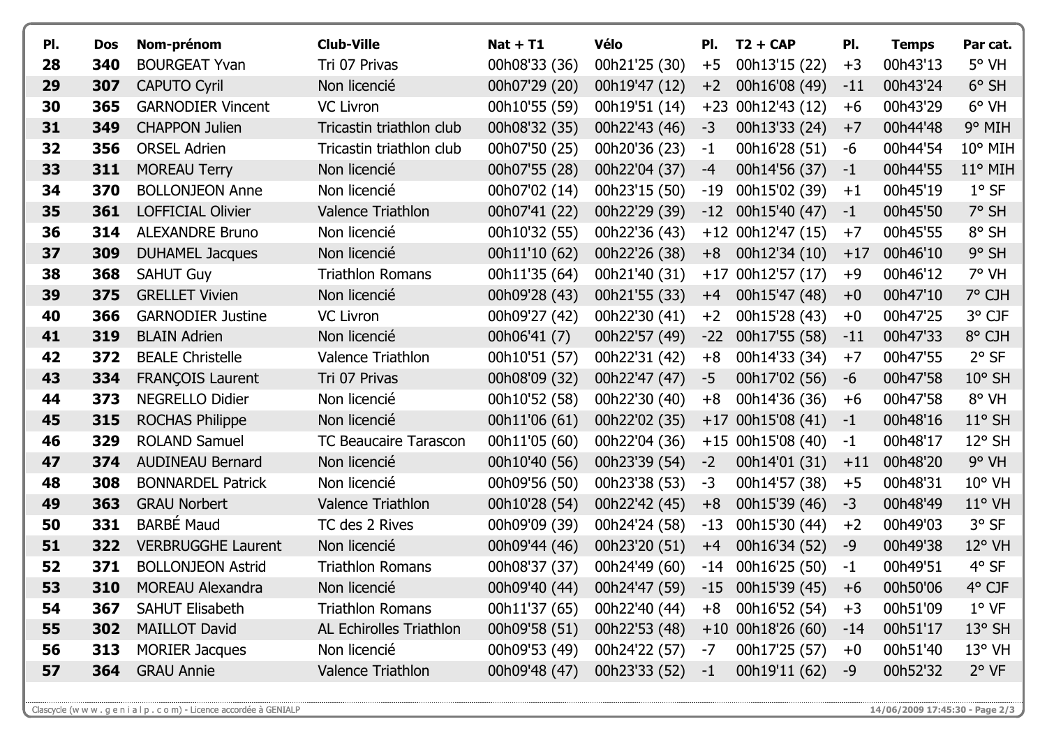| Pl. | Dos | Nom-prénom | Club-Ville | Nat + T1 | Vélo | Pl. | T2 + CAP | Pl. | Temps | Par cat. |
|---|---|---|---|---|---|---|---|---|---|---|
| 28 | 340 | BOURGEAT Yvan | Tri 07 Privas | 00h08'33 (36) | 00h21'25 (30) | +5 | 00h13'15 (22) | +3 | 00h43'13 | 5° VH |
| 29 | 307 | CAPUTO Cyril | Non licencié | 00h07'29 (20) | 00h19'47 (12) | +2 | 00h16'08 (49) | -11 | 00h43'24 | 6° SH |
| 30 | 365 | GARNODIER Vincent | VC Livron | 00h10'55 (59) | 00h19'51 (14) | +23 | 00h12'43 (12) | +6 | 00h43'29 | 6° VH |
| 31 | 349 | CHAPPON Julien | Tricastin triathlon club | 00h08'32 (35) | 00h22'43 (46) | -3 | 00h13'33 (24) | +7 | 00h44'48 | 9° MIH |
| 32 | 356 | ORSEL Adrien | Tricastin triathlon club | 00h07'50 (25) | 00h20'36 (23) | -1 | 00h16'28 (51) | -6 | 00h44'54 | 10° MIH |
| 33 | 311 | MOREAU Terry | Non licencié | 00h07'55 (28) | 00h22'04 (37) | -4 | 00h14'56 (37) | -1 | 00h44'55 | 11° MIH |
| 34 | 370 | BOLLONJEON Anne | Non licencié | 00h07'02 (14) | 00h23'15 (50) | -19 | 00h15'02 (39) | +1 | 00h45'19 | 1° SF |
| 35 | 361 | LOFFICIAL Olivier | Valence Triathlon | 00h07'41 (22) | 00h22'29 (39) | -12 | 00h15'40 (47) | -1 | 00h45'50 | 7° SH |
| 36 | 314 | ALEXANDRE Bruno | Non licencié | 00h10'32 (55) | 00h22'36 (43) | +12 | 00h12'47 (15) | +7 | 00h45'55 | 8° SH |
| 37 | 309 | DUHAMEL Jacques | Non licencié | 00h11'10 (62) | 00h22'26 (38) | +8 | 00h12'34 (10) | +17 | 00h46'10 | 9° SH |
| 38 | 368 | SAHUT Guy | Triathlon Romans | 00h11'35 (64) | 00h21'40 (31) | +17 | 00h12'57 (17) | +9 | 00h46'12 | 7° VH |
| 39 | 375 | GRELLET Vivien | Non licencié | 00h09'28 (43) | 00h21'55 (33) | +4 | 00h15'47 (48) | +0 | 00h47'10 | 7° CJH |
| 40 | 366 | GARNODIER Justine | VC Livron | 00h09'27 (42) | 00h22'30 (41) | +2 | 00h15'28 (43) | +0 | 00h47'25 | 3° CJF |
| 41 | 319 | BLAIN Adrien | Non licencié | 00h06'41 (7) | 00h22'57 (49) | -22 | 00h17'55 (58) | -11 | 00h47'33 | 8° CJH |
| 42 | 372 | BEALE Christelle | Valence Triathlon | 00h10'51 (57) | 00h22'31 (42) | +8 | 00h14'33 (34) | +7 | 00h47'55 | 2° SF |
| 43 | 334 | FRANÇOIS Laurent | Tri 07 Privas | 00h08'09 (32) | 00h22'47 (47) | -5 | 00h17'02 (56) | -6 | 00h47'58 | 10° SH |
| 44 | 373 | NEGRELLO Didier | Non licencié | 00h10'52 (58) | 00h22'30 (40) | +8 | 00h14'36 (36) | +6 | 00h47'58 | 8° VH |
| 45 | 315 | ROCHAS Philippe | Non licencié | 00h11'06 (61) | 00h22'02 (35) | +17 | 00h15'08 (41) | -1 | 00h48'16 | 11° SH |
| 46 | 329 | ROLAND Samuel | TC Beaucaire Tarascon | 00h11'05 (60) | 00h22'04 (36) | +15 | 00h15'08 (40) | -1 | 00h48'17 | 12° SH |
| 47 | 374 | AUDINEAU Bernard | Non licencié | 00h10'40 (56) | 00h23'39 (54) | -2 | 00h14'01 (31) | +11 | 00h48'20 | 9° VH |
| 48 | 308 | BONNARDEL Patrick | Non licencié | 00h09'56 (50) | 00h23'38 (53) | -3 | 00h14'57 (38) | +5 | 00h48'31 | 10° VH |
| 49 | 363 | GRAU Norbert | Valence Triathlon | 00h10'28 (54) | 00h22'42 (45) | +8 | 00h15'39 (46) | -3 | 00h48'49 | 11° VH |
| 50 | 331 | BARBÉ Maud | TC des 2 Rives | 00h09'09 (39) | 00h24'24 (58) | -13 | 00h15'30 (44) | +2 | 00h49'03 | 3° SF |
| 51 | 322 | VERBRUGGHE Laurent | Non licencié | 00h09'44 (46) | 00h23'20 (51) | +4 | 00h16'34 (52) | -9 | 00h49'38 | 12° VH |
| 52 | 371 | BOLLONJEON Astrid | Triathlon Romans | 00h08'37 (37) | 00h24'49 (60) | -14 | 00h16'25 (50) | -1 | 00h49'51 | 4° SF |
| 53 | 310 | MOREAU Alexandra | Non licencié | 00h09'40 (44) | 00h24'47 (59) | -15 | 00h15'39 (45) | +6 | 00h50'06 | 4° CJF |
| 54 | 367 | SAHUT Elisabeth | Triathlon Romans | 00h11'37 (65) | 00h22'40 (44) | +8 | 00h16'52 (54) | +3 | 00h51'09 | 1° VF |
| 55 | 302 | MAILLOT David | AL Echirolles Triathlon | 00h09'58 (51) | 00h22'53 (48) | +10 | 00h18'26 (60) | -14 | 00h51'17 | 13° SH |
| 56 | 313 | MORIER Jacques | Non licencié | 00h09'53 (49) | 00h24'22 (57) | -7 | 00h17'25 (57) | +0 | 00h51'40 | 13° VH |
| 57 | 364 | GRAU Annie | Valence Triathlon | 00h09'48 (47) | 00h23'33 (52) | -1 | 00h19'11 (62) | -9 | 00h52'32 | 2° VF |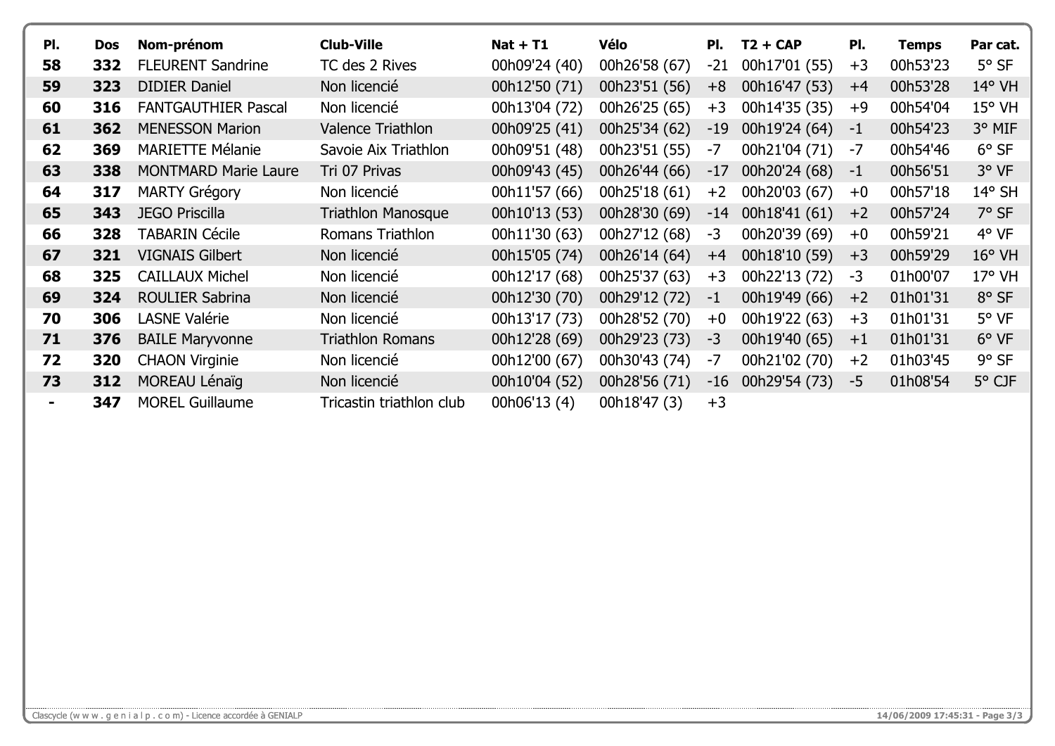| Pl. | Dos | Nom-prénom | Club-Ville | Nat + T1 | Vélo | Pl. | T2 + CAP | Pl. | Temps | Par cat. |
|---|---|---|---|---|---|---|---|---|---|---|
| **58** | **332** | FLEURENT Sandrine | TC des 2 Rives | 00h09'24 (40) | 00h26'58 (67) | -21 | 00h17'01 (55) | +3 | 00h53'23 | 5° SF |
| **59** | **323** | DIDIER Daniel | Non licencié | 00h12'50 (71) | 00h23'51 (56) | +8 | 00h16'47 (53) | +4 | 00h53'28 | 14° VH |
| **60** | **316** | FANTGAUTHIER Pascal | Non licencié | 00h13'04 (72) | 00h26'25 (65) | +3 | 00h14'35 (35) | +9 | 00h54'04 | 15° VH |
| **61** | **362** | MENESSON Marion | Valence Triathlon | 00h09'25 (41) | 00h25'34 (62) | -19 | 00h19'24 (64) | -1 | 00h54'23 | 3° MIF |
| **62** | **369** | MARIETTE Mélanie | Savoie Aix Triathlon | 00h09'51 (48) | 00h23'51 (55) | -7 | 00h21'04 (71) | -7 | 00h54'46 | 6° SF |
| **63** | **338** | MONTMARD Marie Laure | Tri 07 Privas | 00h09'43 (45) | 00h26'44 (66) | -17 | 00h20'24 (68) | -1 | 00h56'51 | 3° VF |
| **64** | **317** | MARTY Grégory | Non licencié | 00h11'57 (66) | 00h25'18 (61) | +2 | 00h20'03 (67) | +0 | 00h57'18 | 14° SH |
| **65** | **343** | JEGO Priscilla | Triathlon Manosque | 00h10'13 (53) | 00h28'30 (69) | -14 | 00h18'41 (61) | +2 | 00h57'24 | 7° SF |
| **66** | **328** | TABARIN Cécile | Romans Triathlon | 00h11'30 (63) | 00h27'12 (68) | -3 | 00h20'39 (69) | +0 | 00h59'21 | 4° VF |
| **67** | **321** | VIGNAIS Gilbert | Non licencié | 00h15'05 (74) | 00h26'14 (64) | +4 | 00h18'10 (59) | +3 | 00h59'29 | 16° VH |
| **68** | **325** | CAILLAUX Michel | Non licencié | 00h12'17 (68) | 00h25'37 (63) | +3 | 00h22'13 (72) | -3 | 01h00'07 | 17° VH |
| **69** | **324** | ROULIER Sabrina | Non licencié | 00h12'30 (70) | 00h29'12 (72) | -1 | 00h19'49 (66) | +2 | 01h01'31 | 8° SF |
| **70** | **306** | LASNE Valérie | Non licencié | 00h13'17 (73) | 00h28'52 (70) | +0 | 00h19'22 (63) | +3 | 01h01'31 | 5° VF |
| **71** | **376** | BAILE Maryvonne | Triathlon Romans | 00h12'28 (69) | 00h29'23 (73) | -3 | 00h19'40 (65) | +1 | 01h01'31 | 6° VF |
| **72** | **320** | CHAON Virginie | Non licencié | 00h12'00 (67) | 00h30'43 (74) | -7 | 00h21'02 (70) | +2 | 01h03'45 | 9° SF |
| **73** | **312** | MOREAU Lénaïg | Non licencié | 00h10'04 (52) | 00h28'56 (71) | -16 | 00h29'54 (73) | -5 | 01h08'54 | 5° CJF |
| **-** | **347** | MOREL Guillaume | Tricastin triathlon club | 00h06'13 (4) | 00h18'47 (3) | +3 | | | | |

Clascycle (w w w . g e n i a l p . c o m) - Licence accordée à GENIALP

14/06/2009 17:45:31